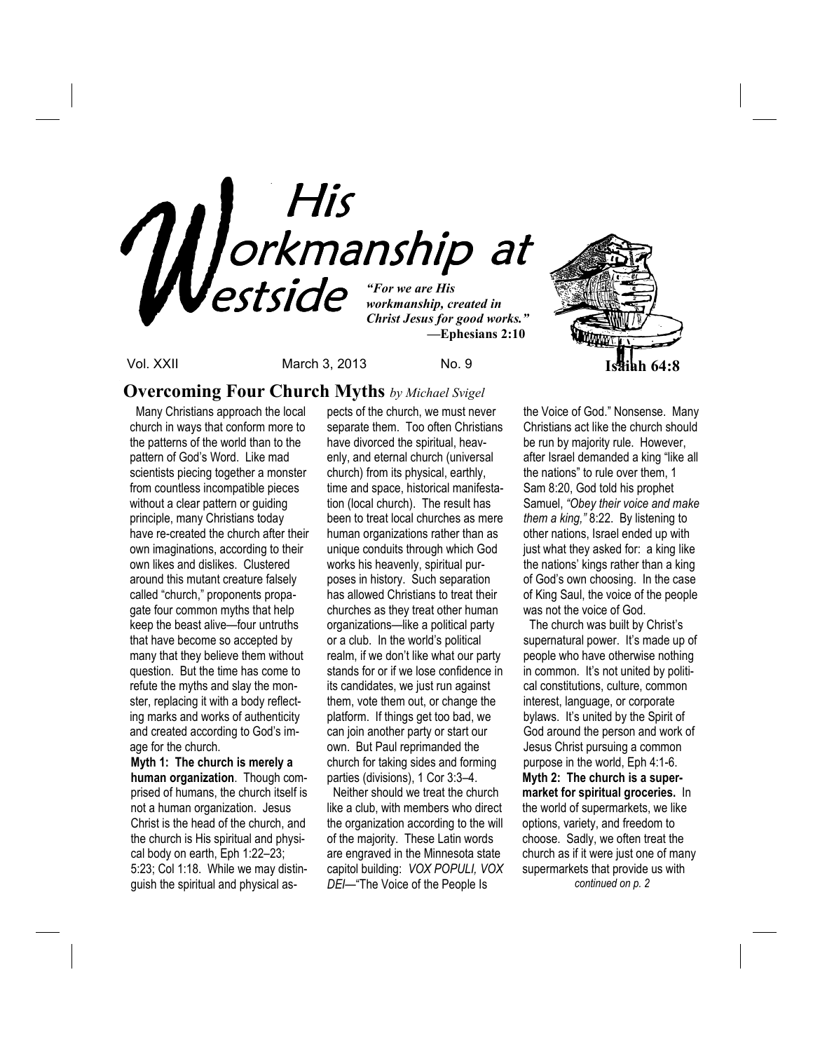# His Workmanship at Westside

*"For we are His workmanship, created in Christ Jesus for good works."* —**Ephesians 2:10**

**Isaiah 64:8**

Vol. XXII March 3, 2013 No. 9

## Overcoming Four Church Myths *by Michael Svigel*

Many Christians approach the local church in ways that conform more to the patterns of the world than to the pattern of God's Word. Like mad scientists piecing together a monster from countless incompatible pieces without a clear pattern or guiding principle, many Christians today have re-created the church after their own imaginations, according to their own likes and dislikes. Clustered around this mutant creature falsely called "church," proponents propagate four common myths that help keep the beast alive—four untruths that have become so accepted by many that they believe them without question. But the time has come to refute the myths and slay the monster, replacing it with a body reflecting marks and works of authenticity and created according to God's image for the church.

**Myth 1: The church is merely a human organization**. Though comprised of humans, the church itself is not a human organization. Jesus Christ is the head of the church, and the church is His spiritual and physical body on earth, Eph 1:22–23; 5:23; Col 1:18. While we may distinguish the spiritual and physical aspects of the church, we must never separate them. Too often Christians have divorced the spiritual, heavenly, and eternal church (universal church) from its physical, earthly, time and space, historical manifestation (local church). The result has been to treat local churches as mere human organizations rather than as unique conduits through which God works his heavenly, spiritual purposes in history. Such separation has allowed Christians to treat their churches as they treat other human organizations—like a political party or a club. In the world's political realm, if we don't like what our party stands for or if we lose confidence in its candidates, we just run against them, vote them out, or change the platform. If things get too bad, we can join another party or start our own. But Paul reprimanded the church for taking sides and forming parties (divisions), 1 Cor 3:3–4.

Neither should we treat the church like a club, with members who direct the organization according to the will of the majority. These Latin words are engraved in the Minnesota state capitol building: *VOX POPULI, VOX DEI*—"The Voice of the People Is the Voice of God." Nonsense. Many Christians act like the church should be run by majority rule. However, after Israel demanded a king "like all the nations" to rule over them, 1 Sam 8:20, God told his prophet Samuel, *"Obey their voice and make them a king,"* 8:22. By listening to other nations, Israel ended up with just what they asked for: a king like the nations' kings rather than a king of God's own choosing. In the case of King Saul, the voice of the people was not the voice of God.

The church was built by Christ's supernatural power. It's made up of people who have otherwise nothing in common. It's not united by political constitutions, culture, common interest, language, or corporate bylaws. It's united by the Spirit of God around the person and work of Jesus Christ pursuing a common purpose in the world, Eph 4:1-6.

**Myth 2: The church is a supermarket for spiritual groceries.** In the world of supermarkets, we like options, variety, and freedom to choose. Sadly, we often treat the church as if it were just one of many supermarkets that provide us with

*continued on p. 2*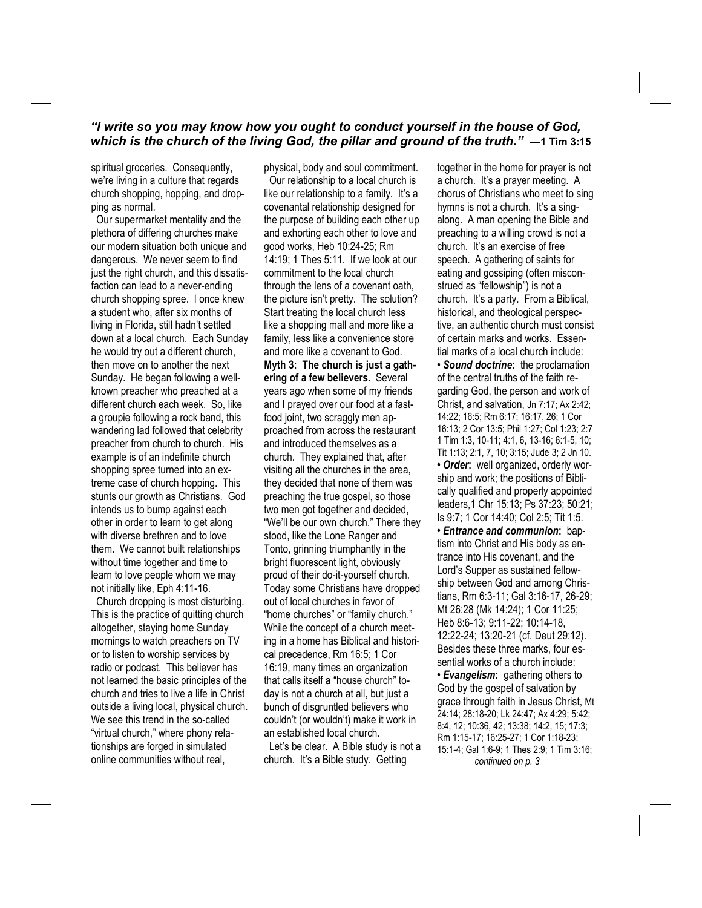*"I write so you may know how you ought to conduct yourself in the house of God, which is the church of the living God, the pillar and ground of the truth."* **—1 Tim 3:15**

spiritual groceries. Consequently, we're living in a culture that regards church shopping, hopping, and dropping as normal.

Our supermarket mentality and the plethora of differing churches make our modern situation both unique and dangerous. We never seem to find just the right church, and this dissatisfaction can lead to a never-ending church shopping spree. I once knew a student who, after six months of living in Florida, still hadn't settled down at a local church. Each Sunday he would try out a different church, then move on to another the next Sunday. He began following a well-known preacher who preached at a different church each week. So, like a groupie following a rock band, this wandering lad followed that celebrity preacher from church to church. His example is of an indefinite church shopping spree turned into an extreme case of church hopping. This stunts our growth as Christians. God intends us to bump against each other in order to learn to get along with diverse brethren and to love them. We cannot built relationships without time together and time to learn to love people whom we may not initially like, Eph 4:11-16.

Church dropping is most disturbing. This is the practice of quitting church altogether, staying home Sunday mornings to watch preachers on TV or to listen to worship services by radio or podcast. This believer has not learned the basic principles of the church and tries to live a life in Christ outside a living local, physical church. We see this trend in the so-called "virtual church," where phony relationships are forged in simulated online communities without real, physical, body and soul commitment.

Our relationship to a local church is like our relationship to a family. It's a covenantal relationship designed for the purpose of building each other up and exhorting each other to love and good works, Heb 10:24-25; Rm 14:19; 1 Thes 5:11. If we look at our commitment to the local church through the lens of a covenant oath, the picture isn't pretty. The solution? Start treating the local church less like a shopping mall and more like a family, less like a convenience store and more like a covenant to God.

**Myth 3: The church is just a gathering of a few believers.** Several years ago when some of my friends and I prayed over our food at a fast-food joint, two scraggly men approached from across the restaurant and introduced themselves as a church. They explained that, after visiting all the churches in the area, they decided that none of them was preaching the true gospel, so those two men got together and decided, "We'll be our own church." There they stood, like the Lone Ranger and Tonto, grinning triumphantly in the bright fluorescent light, obviously proud of their do-it-yourself church. Today some Christians have dropped out of local churches in favor of "home churches" or "family church." While the concept of a church meeting in a home has Biblical and historical precedence, Rm 16:5; 1 Cor 16:19, many times an organization that calls itself a "house church" today is not a church at all, but just a bunch of disgruntled believers who couldn't (or wouldn't) make it work in an established local church.

Let's be clear. A Bible study is not a church. It's a Bible study. Getting together in the home for prayer is not a church. It's a prayer meeting. A chorus of Christians who meet to sing hymns is not a church. It's a sing-along. A man opening the Bible and preaching to a willing crowd is not a church. It's an exercise of free speech. A gathering of saints for eating and gossiping (often misconstrued as "fellowship") is not a church. It's a party. From a Biblical, historical, and theological perspective, an authentic church must consist of certain marks and works. Essential marks of a local church include:

- ***Sound doctrine*:** the proclamation of the central truths of the faith regarding God, the person and work of Christ, and salvation, Jn 7:17; Ax 2:42; 14:22; 16:5; Rm 6:17; 16:17, 26; 1 Cor 16:13; 2 Cor 13:5; Phil 1:27; Col 1:23; 2:7 1 Tim 1:3, 10-11; 4:1, 6, 13-16; 6:1-5, 10; Tit 1:13; 2:1, 7, 10; 3:15; Jude 3; 2 Jn 10.
- ***Order*:** well organized, orderly worship and work; the positions of Biblically qualified and properly appointed leaders,1 Chr 15:13; Ps 37:23; 50:21; Is 9:7; 1 Cor 14:40; Col 2:5; Tit 1:5.
- ***Entrance and communion*:** baptism into Christ and His body as entrance into His covenant, and the Lord's Supper as sustained fellowship between God and among Christians, Rm 6:3-11; Gal 3:16-17, 26-29; Mt 26:28 (Mk 14:24); 1 Cor 11:25; Heb 8:6-13; 9:11-22; 10:14-18, 12:22-24; 13:20-21 (cf. Deut 29:12).

Besides these three marks, four essential works of a church include:

- ***Evangelism*:** gathering others to God by the gospel of salvation by grace through faith in Jesus Christ, Mt 24:14; 28:18-20; Lk 24:47; Ax 4:29; 5:42; 8:4, 12; 10:36, 42; 13:38; 14:2, 15; 17:3; Rm 1:15-17; 16:25-27; 1 Cor 1:18-23; 15:1-4; Gal 1:6-9; 1 Thes 2:9; 1 Tim 3:16;

*continued on p. 3*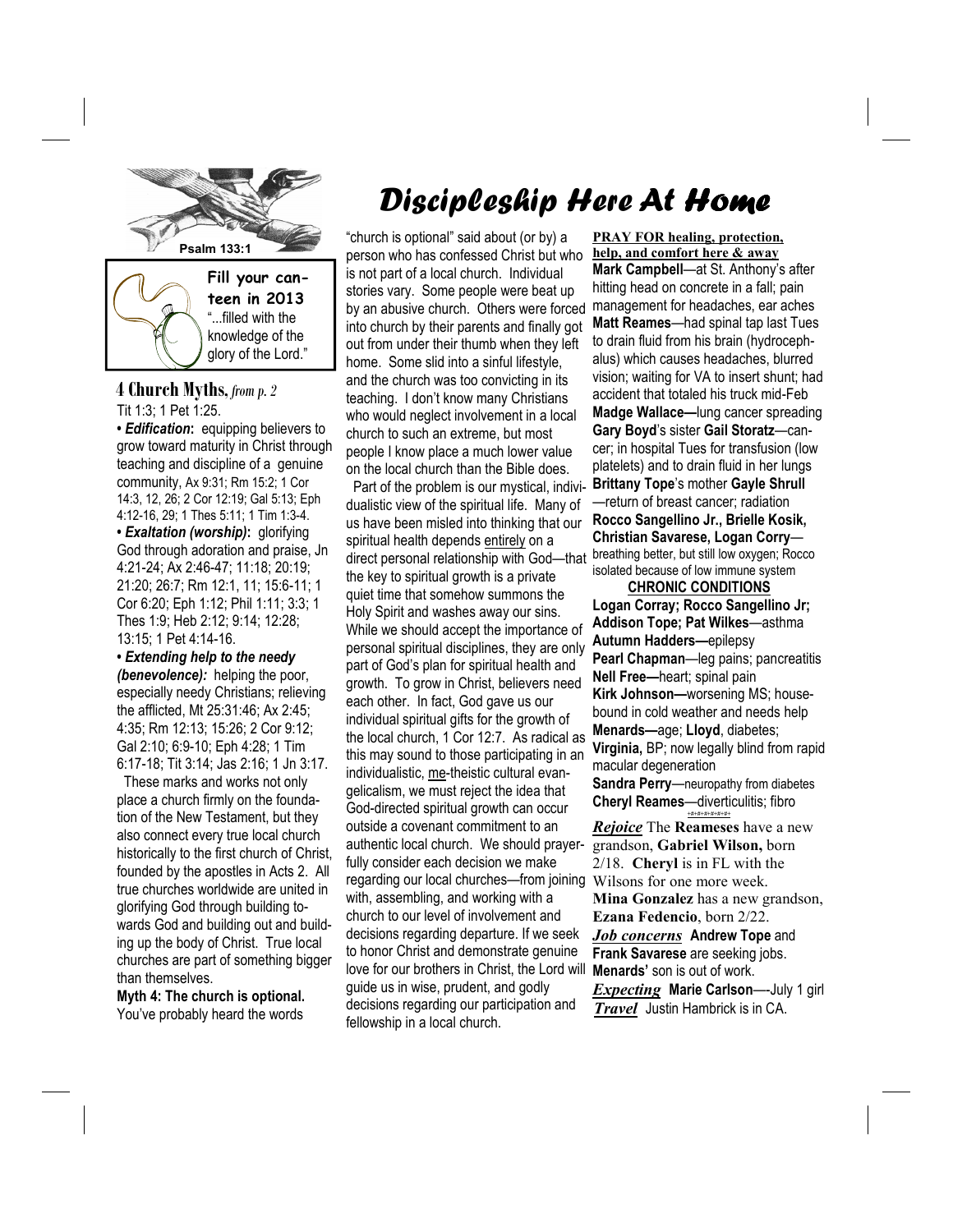Psalm 133:1

**Fill your canteen in 2013**

"...filled with the knowledge of the glory of the Lord."

# Discipleship Here At Home

## 4 Church Myths, *from p. 2*

Tit 1:3; 1 Pet 1:25.

- ***Edification*:** equipping believers to grow toward maturity in Christ through teaching and discipline of a genuine community, Ax 9:31; Rm 15:2; 1 Cor 14:3, 12, 26; 2 Cor 12:19; Gal 5:13; Eph 4:12-16, 29; 1 Thes 5:11; 1 Tim 1:3-4.
- ***Exaltation (worship)*:** glorifying God through adoration and praise, Jn 4:21-24; Ax 2:46-47; 11:18; 20:19; 21:20; 26:7; Rm 12:1, 11; 15:6-11; 1 Cor 6:20; Eph 1:12; Phil 1:11; 3:3; 1 Thes 1:9; Heb 2:12; 9:14; 12:28; 13:15; 1 Pet 4:14-16.
- ***Extending help to the needy (benevolence):*** helping the poor, especially needy Christians; relieving the afflicted, Mt 25:31:46; Ax 2:45; 4:35; Rm 12:13; 15:26; 2 Cor 9:12; Gal 2:10; 6:9-10; Eph 4:28; 1 Tim 6:17-18; Tit 3:14; Jas 2:16; 1 Jn 3:17.

These marks and works not only place a church firmly on the foundation of the New Testament, but they also connect every true local church historically to the first church of Christ, founded by the apostles in Acts 2. All true churches worldwide are united in glorifying God through building towards God and building out and building up the body of Christ. True local churches are part of something bigger than themselves.

**Myth 4: The church is optional.** You've probably heard the words "church is optional" said about (or by) a person who has confessed Christ but who is not part of a local church. Individual stories vary. Some people were beat up by an abusive church. Others were forced into church by their parents and finally got out from under their thumb when they left home. Some slid into a sinful lifestyle, and the church was too convicting in its teaching. I don't know many Christians who would neglect involvement in a local church to such an extreme, but most people I know place a much lower value on the local church than the Bible does.

Part of the problem is our mystical, individualistic view of the spiritual life. Many of us have been misled into thinking that our spiritual health depends entirely on a direct personal relationship with God—that the key to spiritual growth is a private quiet time that somehow summons the Holy Spirit and washes away our sins. While we should accept the importance of personal spiritual disciplines, they are only part of God's plan for spiritual health and growth. To grow in Christ, believers need each other. In fact, God gave us our individual spiritual gifts for the growth of the local church, 1 Cor 12:7. As radical as this may sound to those participating in an individualistic, me-theistic cultural evangelicalism, we must reject the idea that God-directed spiritual growth can occur outside a covenant commitment to an authentic local church. We should prayerfully consider each decision we make regarding our local churches—from joining with, assembling, and working with a church to our level of involvement and decisions regarding departure. If we seek to honor Christ and demonstrate genuine love for our brothers in Christ, the Lord will guide us in wise, prudent, and godly decisions regarding our participation and fellowship in a local church.

**PRAY FOR healing, protection, help, and comfort here & away**

**Mark Campbell**—at St. Anthony's after hitting head on concrete in a fall; pain management for headaches, ear aches
**Matt Reames**—had spinal tap last Tues to drain fluid from his brain (hydrocephalus) which causes headaches, blurred vision; waiting for VA to insert shunt; had accident that totaled his truck mid-Feb
**Madge Wallace—**lung cancer spreading
**Gary Boyd**'s sister **Gail Storatz**—cancer; in hospital Tues for transfusion (low platelets) and to drain fluid in her lungs
**Brittany Tope**'s mother **Gayle Shrull**—return of breast cancer; radiation
**Rocco Sangellino Jr., Brielle Kosik, Christian Savarese, Logan Corry**—breathing better, but still low oxygen; Rocco isolated because of low immune system

**CHRONIC CONDITIONS**

**Logan Corray; Rocco Sangellino Jr; Addison Tope; Pat Wilkes**—asthma
**Autumn Hadders—**epilepsy
**Pearl Chapman**—leg pains; pancreatitis
**Nell Free—**heart; spinal pain
**Kirk Johnson—**worsening MS; housebound in cold weather and needs help
**Menards—**age; **Lloyd**, diabetes; **Virginia,** BP; now legally blind from rapid macular degeneration
**Sandra Perry**—neuropathy from diabetes
**Cheryl Reames**—diverticulitis; fibro

*Rejoice* The **Reameses** have a new grandson, **Gabriel Wilson,** born 2/18. **Cheryl** is in FL with the Wilsons for one more week.
**Mina Gonzalez** has a new grandson, **Ezana Fedencio**, born 2/22.

*Job concerns* **Andrew Tope** and **Frank Savarese** are seeking jobs. **Menards'** son is out of work.

*Expecting* **Marie Carlson**—-July 1 girl

*Travel* Justin Hambrick is in CA.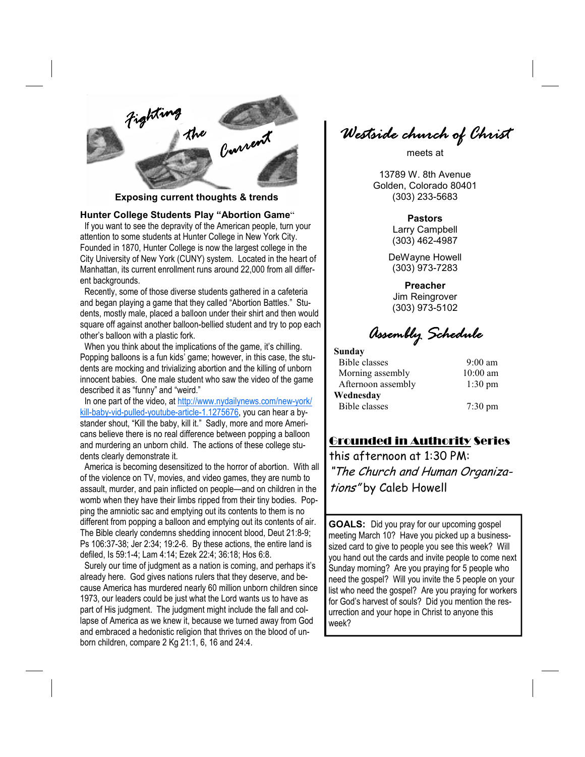# Fighting the Current

**Exposing current thoughts & trends**

### Hunter College Students Play "Abortion Game"

If you want to see the depravity of the American people, turn your attention to some students at Hunter College in New York City. Founded in 1870, Hunter College is now the largest college in the City University of New York (CUNY) system. Located in the heart of Manhattan, its current enrollment runs around 22,000 from all different backgrounds.

Recently, some of those diverse students gathered in a cafeteria and began playing a game that they called "Abortion Battles." Students, mostly male, placed a balloon under their shirt and then would square off against another balloon-bellied student and try to pop each other's balloon with a plastic fork.

When you think about the implications of the game, it's chilling. Popping balloons is a fun kids' game; however, in this case, the students are mocking and trivializing abortion and the killing of unborn innocent babies. One male student who saw the video of the game described it as "funny" and "weird."

In one part of the video, at http://www.nydailynews.com/new-york/kill-baby-vid-pulled-youtube-article-1.1275676, you can hear a bystander shout, "Kill the baby, kill it." Sadly, more and more Americans believe there is no real difference between popping a balloon and murdering an unborn child. The actions of these college students clearly demonstrate it.

America is becoming desensitized to the horror of abortion. With all of the violence on TV, movies, and video games, they are numb to assault, murder, and pain inflicted on people—and on children in the womb when they have their limbs ripped from their tiny bodies. Popping the amniotic sac and emptying out its contents to them is no different from popping a balloon and emptying out its contents of air. The Bible clearly condemns shedding innocent blood, Deut 21:8-9; Ps 106:37-38; Jer 2:34; 19:2-6. By these actions, the entire land is defiled, Is 59:1-4; Lam 4:14; Ezek 22:4; 36:18; Hos 6:8.

Surely our time of judgment as a nation is coming, and perhaps it's already here. God gives nations rulers that they deserve, and because America has murdered nearly 60 million unborn children since 1973, our leaders could be just what the Lord wants us to have as part of His judgment. The judgment might include the fall and collapse of America as we knew it, because we turned away from God and embraced a hedonistic religion that thrives on the blood of unborn children, compare 2 Kg 21:1, 6, 16 and 24:4.

## Westside church of Christ

meets at

13789 W. 8th Avenue
Golden, Colorado 80401
(303) 233-5683

**Pastors**
Larry Campbell
(303) 462-4987

DeWayne Howell
(303) 973-7283

**Preacher**
Jim Reingrover
(303) 973-5102

## Assembly Schedule

| | |
|---|---|
| **Sunday** | |
| Bible classes | 9:00 am |
| Morning assembly | 10:00 am |
| Afternoon assembly | 1:30 pm |
| **Wednesday** | |
| Bible classes | 7:30 pm |

**Grounded in Authority Series**
this afternoon at 1:30 PM:
*"The Church and Human Organizations"* by Caleb Howell

**GOALS:** Did you pray for our upcoming gospel meeting March 10? Have you picked up a business-sized card to give to people you see this week? Will you hand out the cards and invite people to come next Sunday morning? Are you praying for 5 people who need the gospel? Will you invite the 5 people on your list who need the gospel? Are you praying for workers for God's harvest of souls? Did you mention the resurrection and your hope in Christ to anyone this week?